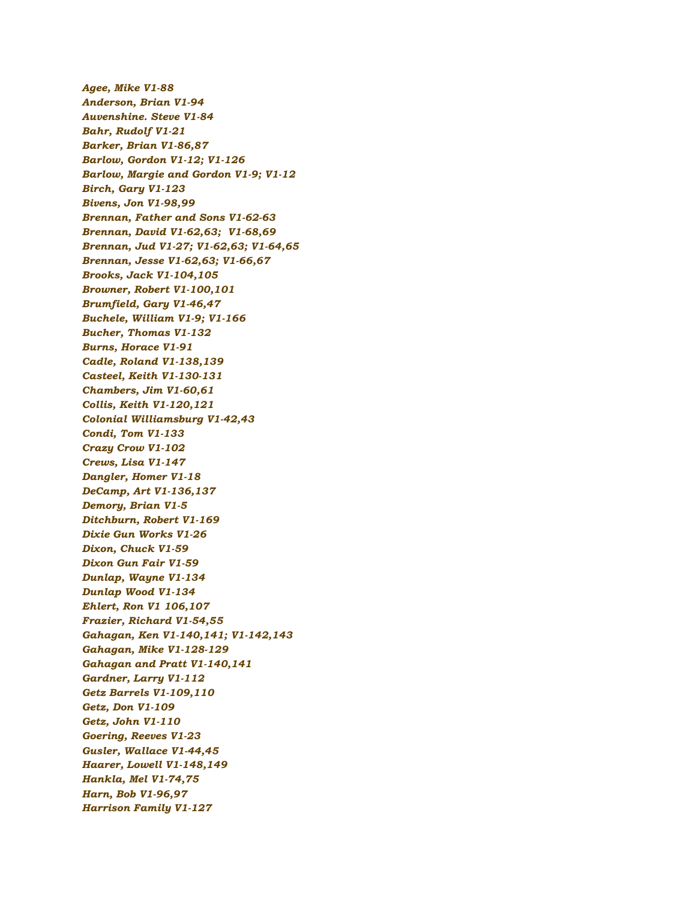*Agee, Mike V1-88*
*Anderson, Brian V1-94*
*Auvenshine. Steve V1-84*
*Bahr, Rudolf V1-21*
*Barker, Brian V1-86,87*
*Barlow, Gordon V1-12; V1-126*
*Barlow, Margie and Gordon V1-9; V1-12*
*Birch, Gary V1-123*
*Bivens, Jon V1-98,99*
*Brennan, Father and Sons V1-62-63*
*Brennan, David V1-62,63; V1-68,69*
*Brennan, Jud V1-27; V1-62,63; V1-64,65*
*Brennan, Jesse V1-62,63; V1-66,67*
*Brooks, Jack V1-104,105*
*Browner, Robert V1-100,101*
*Brumfield, Gary V1-46,47*
*Buchele, William V1-9; V1-166*
*Bucher, Thomas V1-132*
*Burns, Horace V1-91*
*Cadle, Roland V1-138,139*
*Casteel, Keith V1-130-131*
*Chambers, Jim V1-60,61*
*Collis, Keith V1-120,121*
*Colonial Williamsburg V1-42,43*
*Condi, Tom V1-133*
*Crazy Crow V1-102*
*Crews, Lisa V1-147*
*Dangler, Homer V1-18*
*DeCamp, Art V1-136,137*
*Demory, Brian V1-5*
*Ditchburn, Robert V1-169*
*Dixie Gun Works V1-26*
*Dixon, Chuck V1-59*
*Dixon Gun Fair V1-59*
*Dunlap, Wayne V1-134*
*Dunlap Wood V1-134*
*Ehlert, Ron V1 106,107*
*Frazier, Richard V1-54,55*
*Gahagan, Ken V1-140,141; V1-142,143*
*Gahagan, Mike V1-128-129*
*Gahagan and Pratt V1-140,141*
*Gardner, Larry V1-112*
*Getz Barrels V1-109,110*
*Getz, Don V1-109*
*Getz, John V1-110*
*Goering, Reeves V1-23*
*Gusler, Wallace V1-44,45*
*Haarer, Lowell V1-148,149*
*Hankla, Mel V1-74,75*
*Harn, Bob V1-96,97*
*Harrison Family V1-127*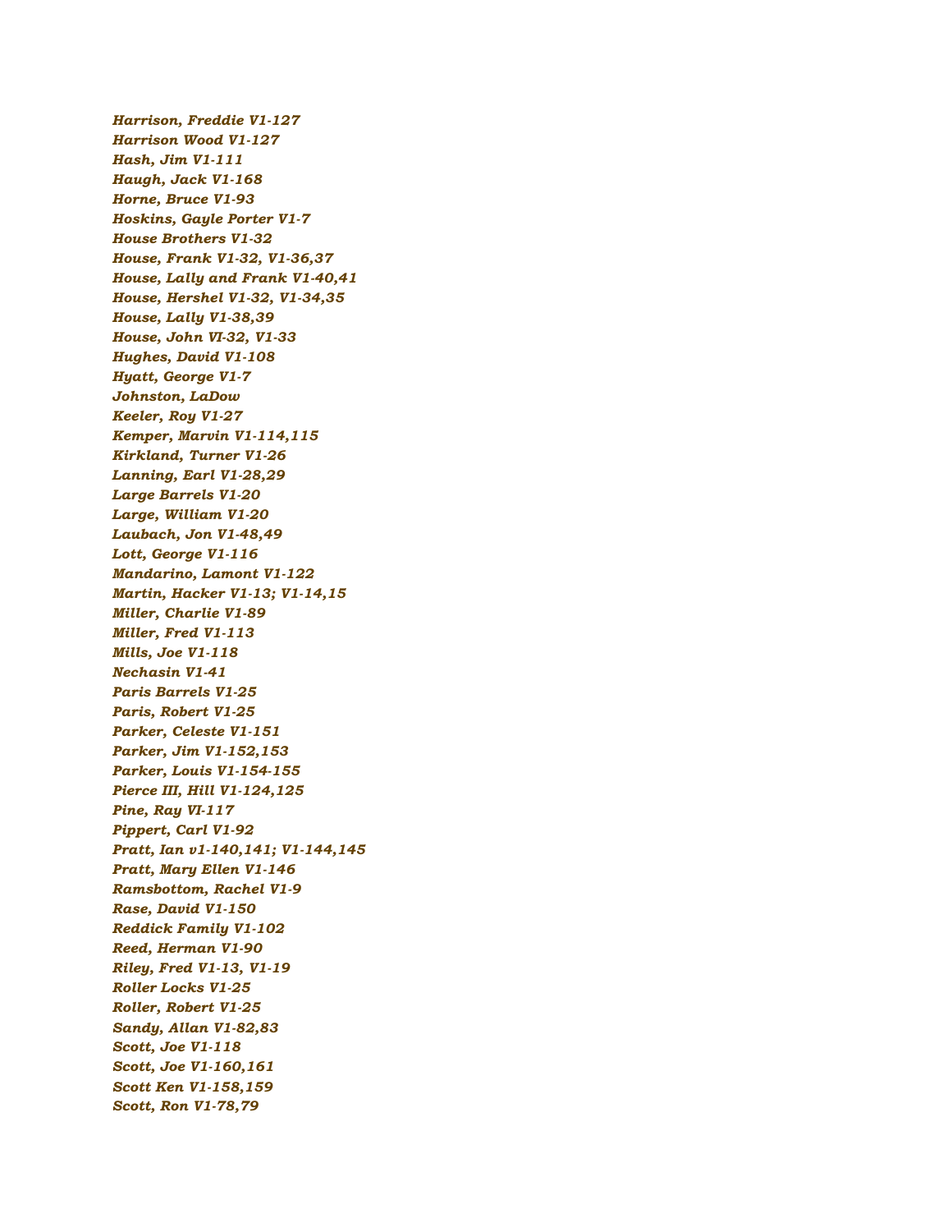*Harrison, Freddie V1-127*
*Harrison Wood V1-127*
*Hash, Jim V1-111*
*Haugh, Jack V1-168*
*Horne, Bruce V1-93*
*Hoskins, Gayle Porter V1-7*
*House Brothers V1-32*
*House, Frank V1-32, V1-36,37*
*House, Lally and Frank V1-40,41*
*House, Hershel V1-32, V1-34,35*
*House, Lally V1-38,39*
*House, John VI-32, V1-33*
*Hughes, David V1-108*
*Hyatt, George V1-7*
*Johnston, LaDow*
*Keeler, Roy V1-27*
*Kemper, Marvin V1-114,115*
*Kirkland, Turner V1-26*
*Lanning, Earl V1-28,29*
*Large Barrels V1-20*
*Large, William V1-20*
*Laubach, Jon V1-48,49*
*Lott, George V1-116*
*Mandarino, Lamont V1-122*
*Martin, Hacker V1-13; V1-14,15*
*Miller, Charlie V1-89*
*Miller, Fred V1-113*
*Mills, Joe V1-118*
*Nechasin V1-41*
*Paris Barrels V1-25*
*Paris, Robert V1-25*
*Parker, Celeste V1-151*
*Parker, Jim V1-152,153*
*Parker, Louis V1-154-155*
*Pierce III, Hill V1-124,125*
*Pine, Ray VI-117*
*Pippert, Carl V1-92*
*Pratt, Ian v1-140,141; V1-144,145*
*Pratt, Mary Ellen V1-146*
*Ramsbottom, Rachel V1-9*
*Rase, David V1-150*
*Reddick Family V1-102*
*Reed, Herman V1-90*
*Riley, Fred V1-13, V1-19*
*Roller Locks V1-25*
*Roller, Robert V1-25*
*Sandy, Allan V1-82,83*
*Scott, Joe V1-118*
*Scott, Joe V1-160,161*
*Scott Ken V1-158,159*
*Scott, Ron V1-78,79*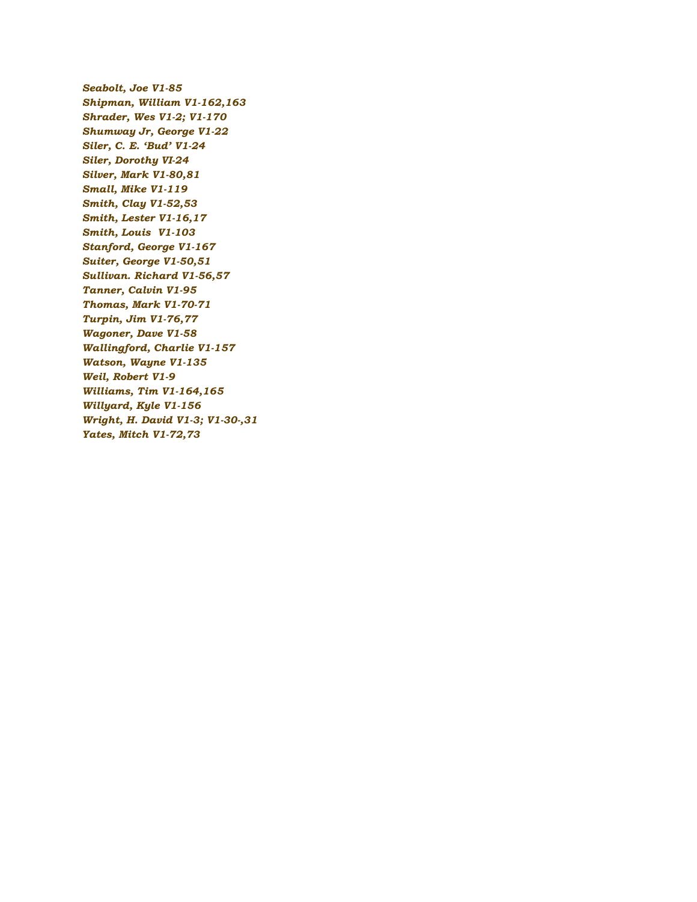*Seabolt, Joe V1-85*
*Shipman, William V1-162,163*
*Shrader, Wes V1-2; V1-170*
*Shumway Jr, George V1-22*
*Siler, C. E. 'Bud' V1-24*
*Siler, Dorothy VI-24*
*Silver, Mark V1-80,81*
*Small, Mike V1-119*
*Smith, Clay V1-52,53*
*Smith, Lester V1-16,17*
*Smith, Louis  V1-103*
*Stanford, George V1-167*
*Suiter, George V1-50,51*
*Sullivan. Richard V1-56,57*
*Tanner, Calvin V1-95*
*Thomas, Mark V1-70-71*
*Turpin, Jim V1-76,77*
*Wagoner, Dave V1-58*
*Wallingford, Charlie V1-157*
*Watson, Wayne V1-135*
*Weil, Robert V1-9*
*Williams, Tim V1-164,165*
*Willyard, Kyle V1-156*
*Wright, H. David V1-3; V1-30-,31*
*Yates, Mitch V1-72,73*